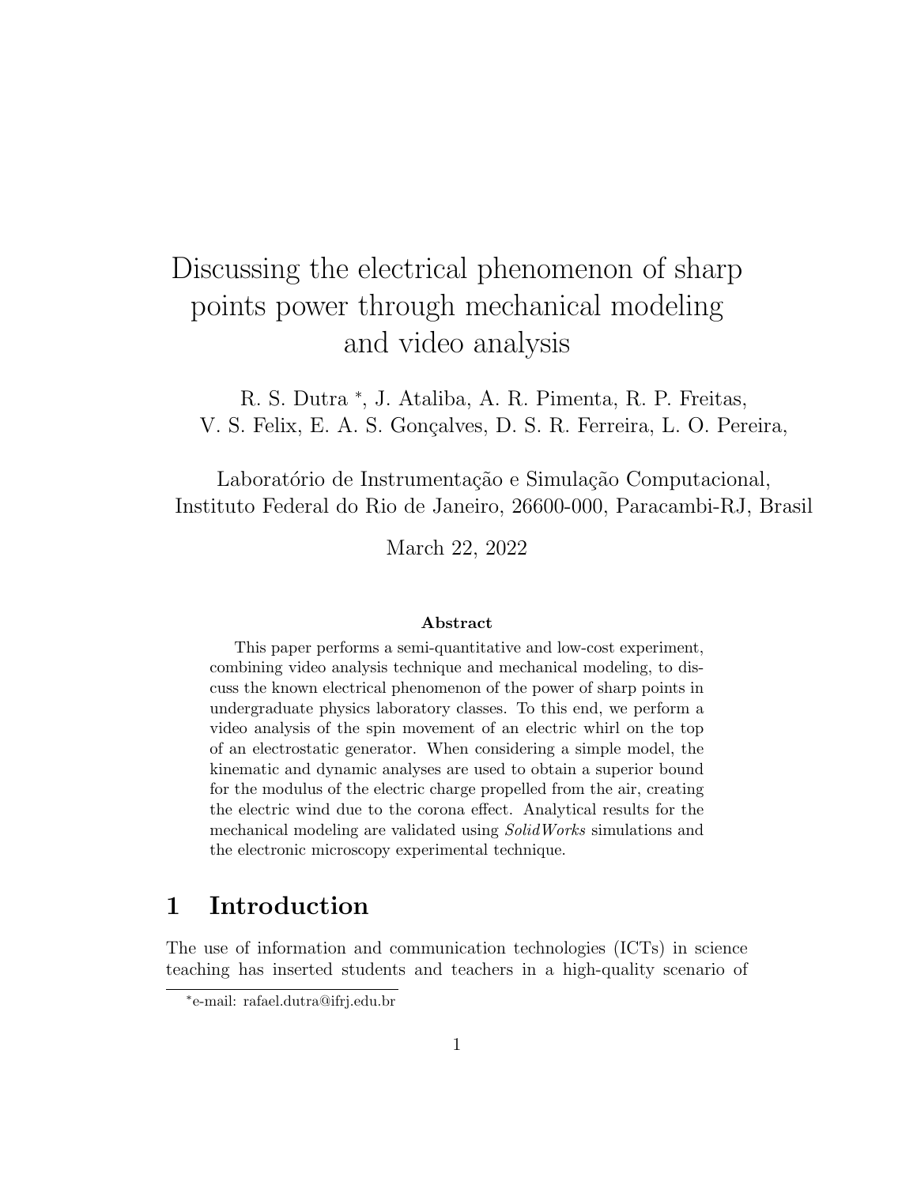# Discussing the electrical phenomenon of sharp points power through mechanical modeling and video analysis

R. S. Dutra [*], J. Ataliba, A. R. Pimenta, R. P. Freitas, V. S. Felix, E. A. S. Gonçalves, D. S. R. Ferreira, L. O. Pereira,

Laboratório de Instrumentação e Simulação Computacional, Instituto Federal do Rio de Janeiro, 26600-000, Paracambi-RJ, Brasil

March 22, 2022

**Abstract**

This paper performs a semi-quantitative and low-cost experiment, combining video analysis technique and mechanical modeling, to discuss the known electrical phenomenon of the power of sharp points in undergraduate physics laboratory classes. To this end, we perform a video analysis of the spin movement of an electric whirl on the top of an electrostatic generator. When considering a simple model, the kinematic and dynamic analyses are used to obtain a superior bound for the modulus of the electric charge propelled from the air, creating the electric wind due to the corona effect. Analytical results for the mechanical modeling are validated using *SolidWorks* simulations and the electronic microscopy experimental technique.

## 1 Introduction

The use of information and communication technologies (ICTs) in science teaching has inserted students and teachers in a high-quality scenario of

[*] e-mail: rafael.dutra@ifrj.edu.br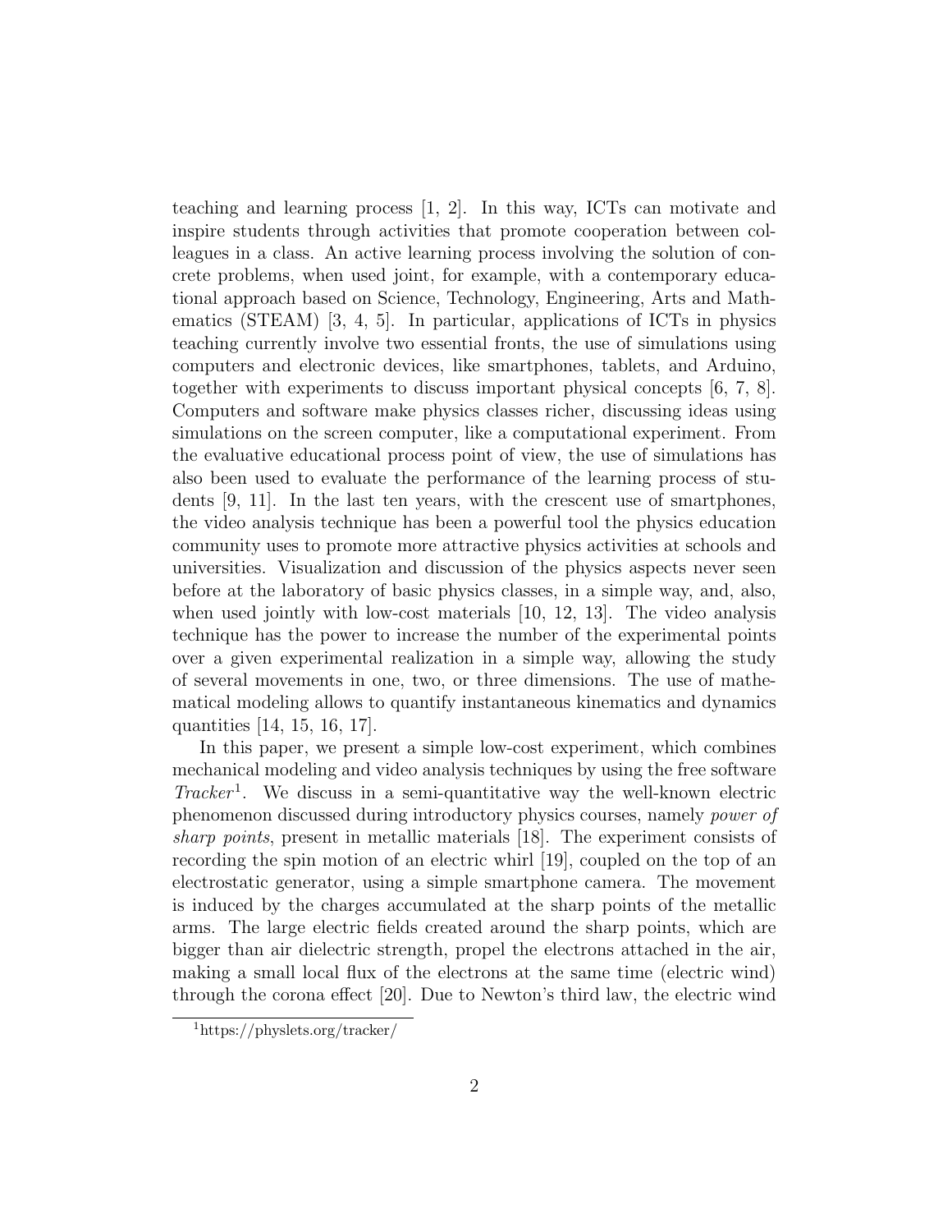teaching and learning process [1, 2]. In this way, ICTs can motivate and inspire students through activities that promote cooperation between colleagues in a class. An active learning process involving the solution of concrete problems, when used joint, for example, with a contemporary educational approach based on Science, Technology, Engineering, Arts and Mathematics (STEAM) [3, 4, 5]. In particular, applications of ICTs in physics teaching currently involve two essential fronts, the use of simulations using computers and electronic devices, like smartphones, tablets, and Arduino, together with experiments to discuss important physical concepts [6, 7, 8]. Computers and software make physics classes richer, discussing ideas using simulations on the screen computer, like a computational experiment. From the evaluative educational process point of view, the use of simulations has also been used to evaluate the performance of the learning process of students [9, 11]. In the last ten years, with the crescent use of smartphones, the video analysis technique has been a powerful tool the physics education community uses to promote more attractive physics activities at schools and universities. Visualization and discussion of the physics aspects never seen before at the laboratory of basic physics classes, in a simple way, and, also, when used jointly with low-cost materials [10, 12, 13]. The video analysis technique has the power to increase the number of the experimental points over a given experimental realization in a simple way, allowing the study of several movements in one, two, or three dimensions. The use of mathematical modeling allows to quantify instantaneous kinematics and dynamics quantities [14, 15, 16, 17].

In this paper, we present a simple low-cost experiment, which combines mechanical modeling and video analysis techniques by using the free software *Tracker*[1]. We discuss in a semi-quantitative way the well-known electric phenomenon discussed during introductory physics courses, namely *power of sharp points*, present in metallic materials [18]. The experiment consists of recording the spin motion of an electric whirl [19], coupled on the top of an electrostatic generator, using a simple smartphone camera. The movement is induced by the charges accumulated at the sharp points of the metallic arms. The large electric fields created around the sharp points, which are bigger than air dielectric strength, propel the electrons attached in the air, making a small local flux of the electrons at the same time (electric wind) through the corona effect [20]. Due to Newton's third law, the electric wind

[1] https://physlets.org/tracker/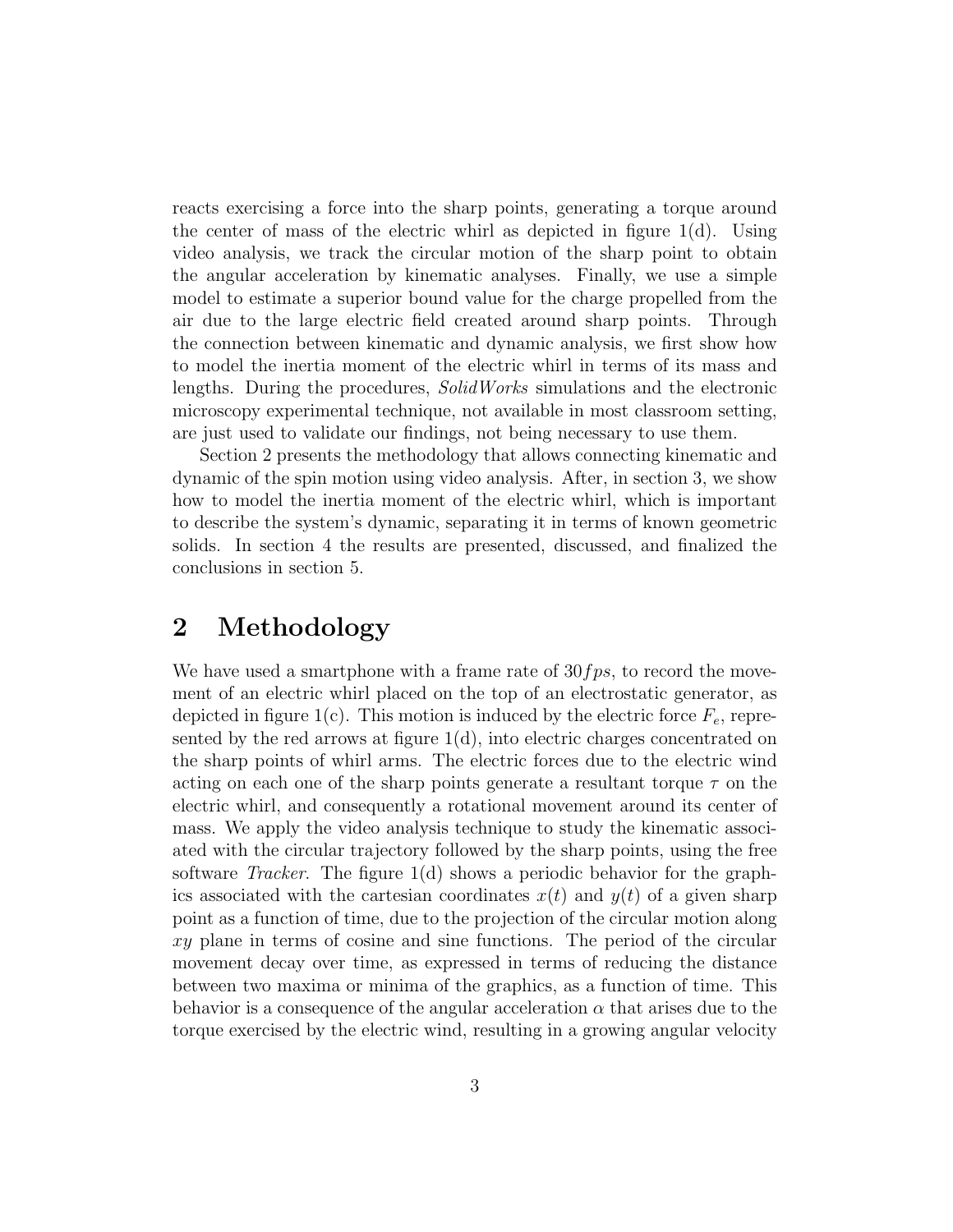reacts exercising a force into the sharp points, generating a torque around the center of mass of the electric whirl as depicted in figure 1(d). Using video analysis, we track the circular motion of the sharp point to obtain the angular acceleration by kinematic analyses. Finally, we use a simple model to estimate a superior bound value for the charge propelled from the air due to the large electric field created around sharp points. Through the connection between kinematic and dynamic analysis, we first show how to model the inertia moment of the electric whirl in terms of its mass and lengths. During the procedures, *SolidWorks* simulations and the electronic microscopy experimental technique, not available in most classroom setting, are just used to validate our findings, not being necessary to use them.

Section 2 presents the methodology that allows connecting kinematic and dynamic of the spin motion using video analysis. After, in section 3, we show how to model the inertia moment of the electric whirl, which is important to describe the system's dynamic, separating it in terms of known geometric solids. In section 4 the results are presented, discussed, and finalized the conclusions in section 5.

## 2 Methodology

We have used a smartphone with a frame rate of $30fps$, to record the movement of an electric whirl placed on the top of an electrostatic generator, as depicted in figure 1(c). This motion is induced by the electric force $F_e$, represented by the red arrows at figure 1(d), into electric charges concentrated on the sharp points of whirl arms. The electric forces due to the electric wind acting on each one of the sharp points generate a resultant torque $\tau$ on the electric whirl, and consequently a rotational movement around its center of mass. We apply the video analysis technique to study the kinematic associated with the circular trajectory followed by the sharp points, using the free software *Tracker*. The figure 1(d) shows a periodic behavior for the graphics associated with the cartesian coordinates $x(t)$ and $y(t)$ of a given sharp point as a function of time, due to the projection of the circular motion along $xy$ plane in terms of cosine and sine functions. The period of the circular movement decay over time, as expressed in terms of reducing the distance between two maxima or minima of the graphics, as a function of time. This behavior is a consequence of the angular acceleration $\alpha$ that arises due to the torque exercised by the electric wind, resulting in a growing angular velocity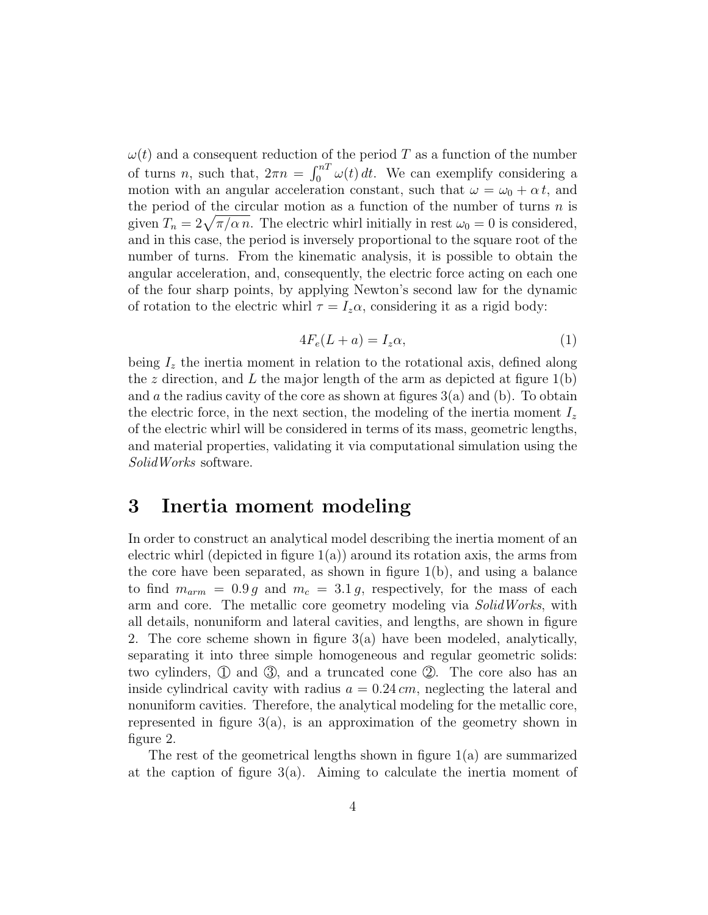$\omega(t)$ and a consequent reduction of the period $T$ as a function of the number of turns $n$, such that, $2\pi n = \int_0^{nT} \omega(t)\, dt$. We can exemplify considering a motion with an angular acceleration constant, such that $\omega = \omega_0 + \alpha\, t$, and the period of the circular motion as a function of the number of turns $n$ is given $T_n = 2\sqrt{\pi/\alpha\, n}$. The electric whirl initially in rest $\omega_0 = 0$ is considered, and in this case, the period is inversely proportional to the square root of the number of turns. From the kinematic analysis, it is possible to obtain the angular acceleration, and, consequently, the electric force acting on each one of the four sharp points, by applying Newton's second law for the dynamic of rotation to the electric whirl $\tau = I_z \alpha$, considering it as a rigid body:

$$4F_e(L + a) = I_z \alpha, \tag{1}$$

being $I_z$ the inertia moment in relation to the rotational axis, defined along the $z$ direction, and $L$ the major length of the arm as depicted at figure 1(b) and $a$ the radius cavity of the core as shown at figures 3(a) and (b). To obtain the electric force, in the next section, the modeling of the inertia moment $I_z$ of the electric whirl will be considered in terms of its mass, geometric lengths, and material properties, validating it via computational simulation using the *SolidWorks* software.

# 3 Inertia moment modeling

In order to construct an analytical model describing the inertia moment of an electric whirl (depicted in figure 1(a)) around its rotation axis, the arms from the core have been separated, as shown in figure 1(b), and using a balance to find $m_{arm} = 0.9\, g$ and $m_c = 3.1\, g$, respectively, for the mass of each arm and core. The metallic core geometry modeling via *SolidWorks*, with all details, nonuniform and lateral cavities, and lengths, are shown in figure 2. The core scheme shown in figure 3(a) have been modeled, analytically, separating it into three simple homogeneous and regular geometric solids: two cylinders, ① and ③, and a truncated cone ②. The core also has an inside cylindrical cavity with radius $a = 0.24\, cm$, neglecting the lateral and nonuniform cavities. Therefore, the analytical modeling for the metallic core, represented in figure 3(a), is an approximation of the geometry shown in figure 2.

The rest of the geometrical lengths shown in figure 1(a) are summarized at the caption of figure 3(a). Aiming to calculate the inertia moment of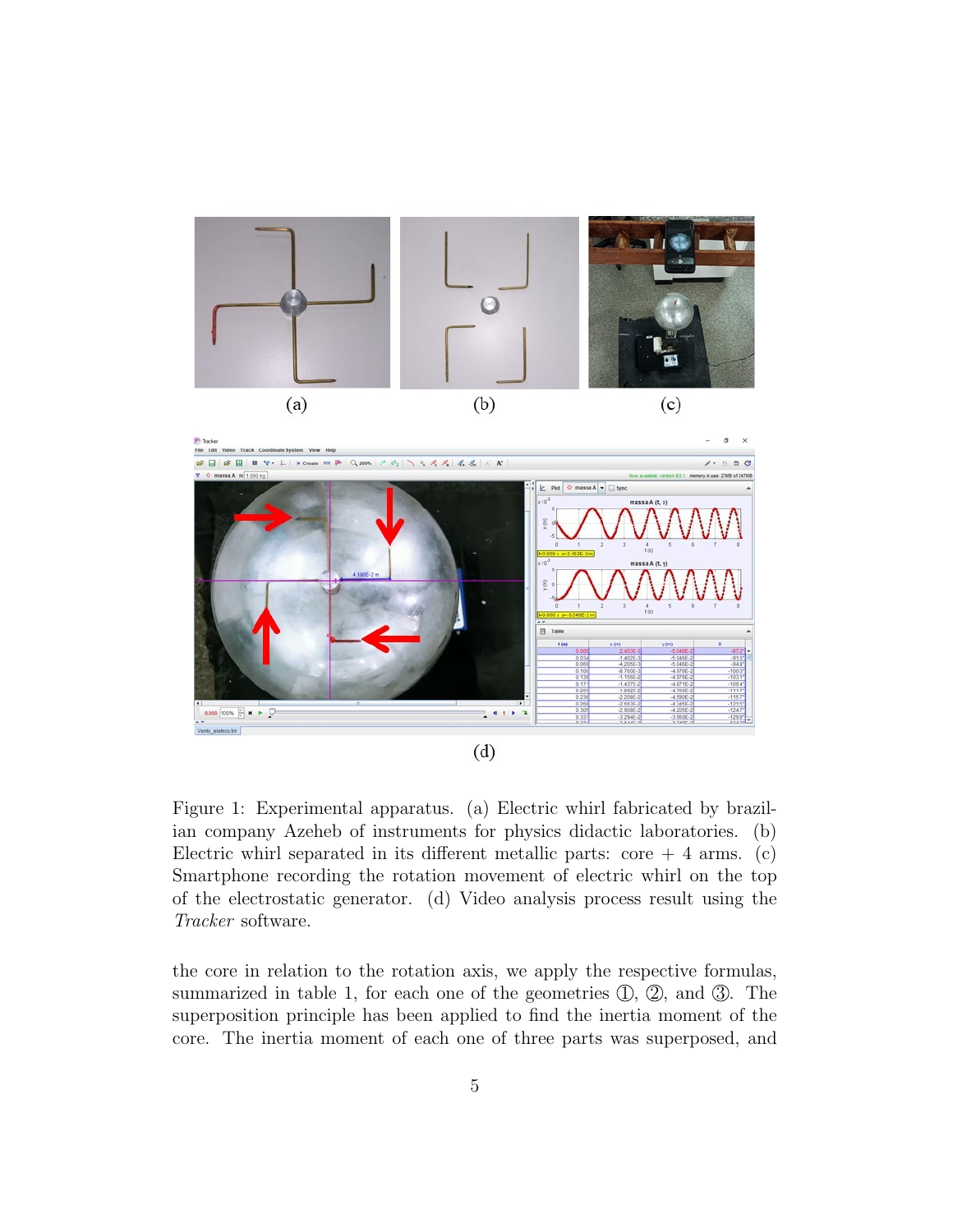(a) (b) (c)

(d)

Figure 1: Experimental apparatus. (a) Electric whirl fabricated by brazilian company Azeheb of instruments for physics didactic laboratories. (b) Electric whirl separated in its different metallic parts: core + 4 arms. (c) Smartphone recording the rotation movement of electric whirl on the top of the electrostatic generator. (d) Video analysis process result using the *Tracker* software.

the core in relation to the rotation axis, we apply the respective formulas, summarized in table 1, for each one of the geometries ①, ②, and ③. The superposition principle has been applied to find the inertia moment of the core. The inertia moment of each one of three parts was superposed, and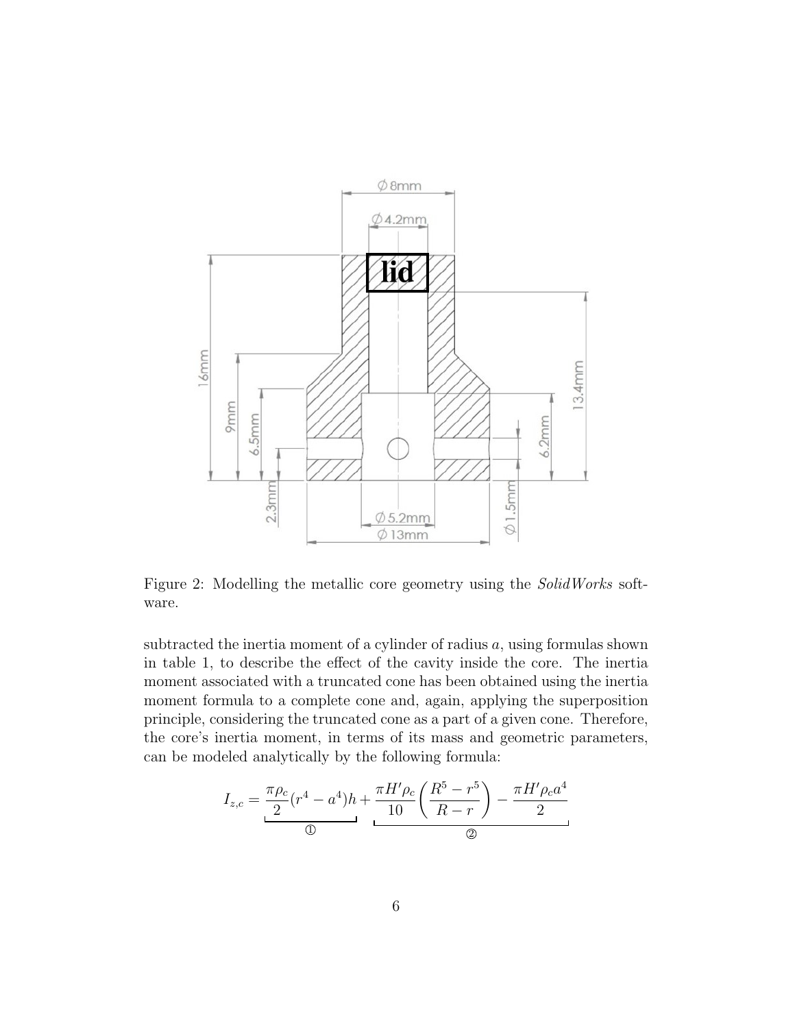Figure 2: Modelling the metallic core geometry using the *SolidWorks* software.

subtracted the inertia moment of a cylinder of radius $a$, using formulas shown in table 1, to describe the effect of the cavity inside the core. The inertia moment associated with a truncated cone has been obtained using the inertia moment formula to a complete cone and, again, applying the superposition principle, considering the truncated cone as a part of a given cone. Therefore, the core's inertia moment, in terms of its mass and geometric parameters, can be modeled analytically by the following formula:

$$I_{z,c} = \underbrace{\frac{\pi \rho_c}{2}(r^4 - a^4)h}_{①} + \underbrace{\frac{\pi H' \rho_c}{10}\left(\frac{R^5 - r^5}{R - r}\right) - \frac{\pi H' \rho_c a^4}{2}}_{②}$$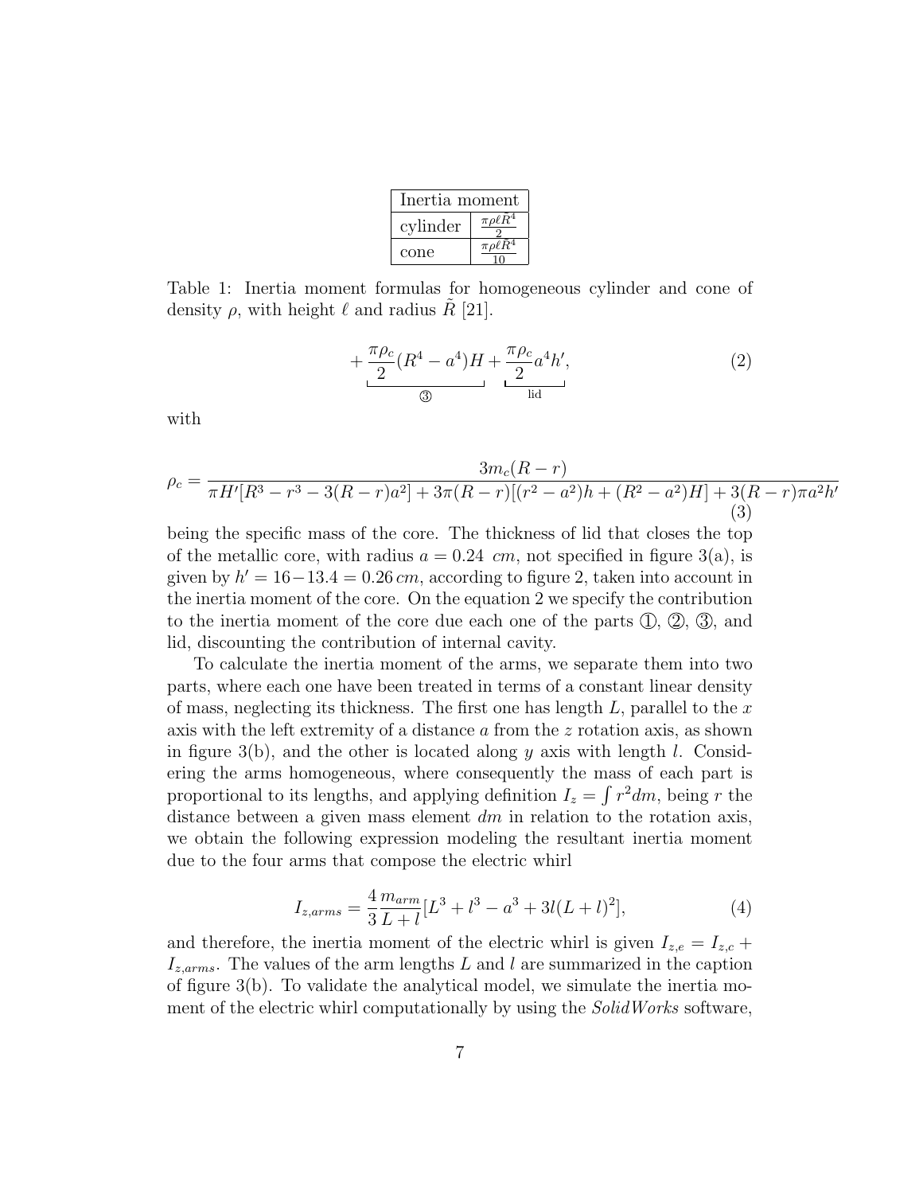| Inertia moment | |
|---|---|
| cylinder | $\frac{\pi\rho\ell\tilde{R}^4}{2}$ |
| cone | $\frac{\pi\rho\ell\tilde{R}^4}{10}$ |

Table 1: Inertia moment formulas for homogeneous cylinder and cone of density $\rho$, with height $\ell$ and radius $\tilde{R}$ [21].

$$+\underbrace{\frac{\pi\rho_c}{2}(R^4-a^4)H}_{③}+\underbrace{\frac{\pi\rho_c}{2}a^4h'}_{\text{lid}}, \tag{2}$$

with

$$\rho_c = \frac{3m_c(R-r)}{\pi H'[R^3-r^3-3(R-r)a^2]+3\pi(R-r)[(r^2-a^2)h+(R^2-a^2)H]+3(R-r)\pi a^2h'} \tag{3}$$

being the specific mass of the core. The thickness of lid that closes the top of the metallic core, with radius $a = 0.24\ cm$, not specified in figure 3(a), is given by $h' = 16-13.4 = 0.26\,cm$, according to figure 2, taken into account in the inertia moment of the core. On the equation 2 we specify the contribution to the inertia moment of the core due each one of the parts ①, ②, ③, and lid, discounting the contribution of internal cavity.

To calculate the inertia moment of the arms, we separate them into two parts, where each one have been treated in terms of a constant linear density of mass, neglecting its thickness. The first one has length $L$, parallel to the $x$ axis with the left extremity of a distance $a$ from the $z$ rotation axis, as shown in figure 3(b), and the other is located along $y$ axis with length $l$. Considering the arms homogeneous, where consequently the mass of each part is proportional to its lengths, and applying definition $I_z = \int r^2 dm$, being $r$ the distance between a given mass element $dm$ in relation to the rotation axis, we obtain the following expression modeling the resultant inertia moment due to the four arms that compose the electric whirl

$$I_{z,arms} = \frac{4}{3}\frac{m_{arm}}{L+l}[L^3+l^3-a^3+3l(L+l)^2], \tag{4}$$

and therefore, the inertia moment of the electric whirl is given $I_{z,e} = I_{z,c} + I_{z,arms}$. The values of the arm lengths $L$ and $l$ are summarized in the caption of figure 3(b). To validate the analytical model, we simulate the inertia moment of the electric whirl computationally by using the *SolidWorks* software,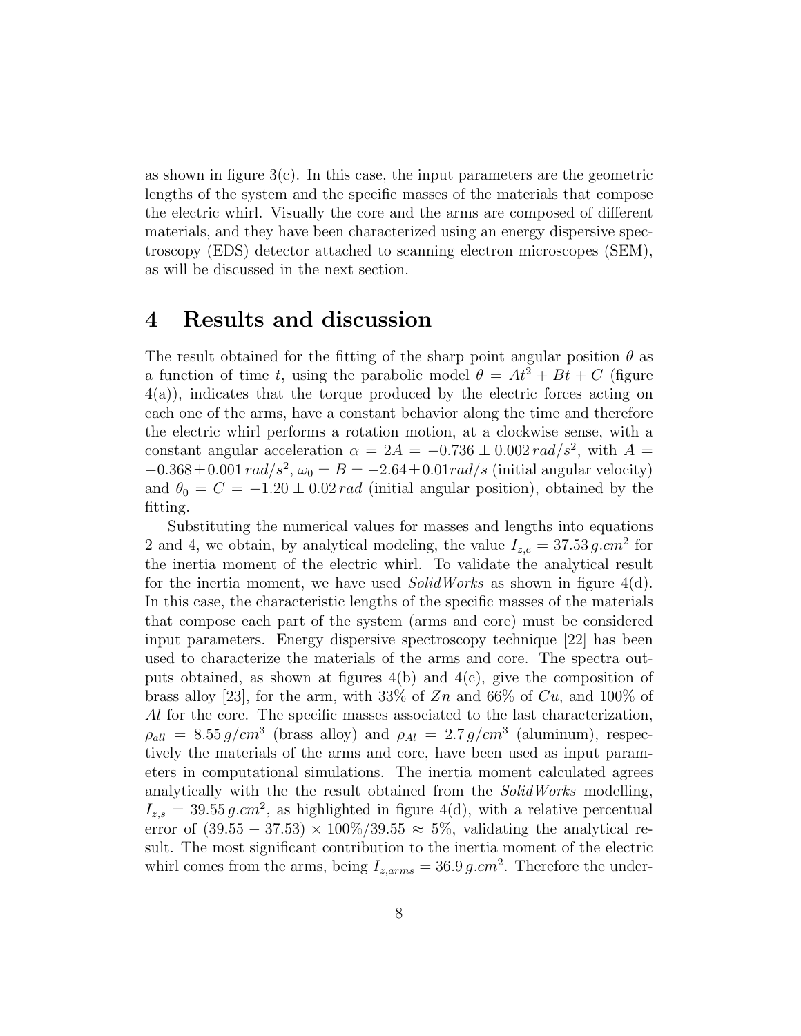as shown in figure 3(c). In this case, the input parameters are the geometric lengths of the system and the specific masses of the materials that compose the electric whirl. Visually the core and the arms are composed of different materials, and they have been characterized using an energy dispersive spectroscopy (EDS) detector attached to scanning electron microscopes (SEM), as will be discussed in the next section.

# 4 Results and discussion

The result obtained for the fitting of the sharp point angular position $\theta$ as a function of time $t$, using the parabolic model $\theta = At^2 + Bt + C$ (figure 4(a)), indicates that the torque produced by the electric forces acting on each one of the arms, have a constant behavior along the time and therefore the electric whirl performs a rotation motion, at a clockwise sense, with a constant angular acceleration $\alpha = 2A = -0.736 \pm 0.002\, rad/s^2$, with $A = -0.368 \pm 0.001\, rad/s^2$, $\omega_0 = B = -2.64 \pm 0.01 rad/s$ (initial angular velocity) and $\theta_0 = C = -1.20 \pm 0.02\, rad$ (initial angular position), obtained by the fitting.

Substituting the numerical values for masses and lengths into equations 2 and 4, we obtain, by analytical modeling, the value $I_{z,e} = 37.53\, g.cm^2$ for the inertia moment of the electric whirl. To validate the analytical result for the inertia moment, we have used *SolidWorks* as shown in figure 4(d). In this case, the characteristic lengths of the specific masses of the materials that compose each part of the system (arms and core) must be considered input parameters. Energy dispersive spectroscopy technique [22] has been used to characterize the materials of the arms and core. The spectra outputs obtained, as shown at figures 4(b) and 4(c), give the composition of brass alloy [23], for the arm, with 33% of $Zn$ and 66% of $Cu$, and 100% of $Al$ for the core. The specific masses associated to the last characterization, $\rho_{all} = 8.55\, g/cm^3$ (brass alloy) and $\rho_{Al} = 2.7\, g/cm^3$ (aluminum), respectively the materials of the arms and core, have been used as input parameters in computational simulations. The inertia moment calculated agrees analytically with the the result obtained from the *SolidWorks* modelling, $I_{z,s} = 39.55\, g.cm^2$, as highlighted in figure 4(d), with a relative percentual error of $(39.55 - 37.53) \times 100\%/39.55 \approx 5\%$, validating the analytical result. The most significant contribution to the inertia moment of the electric whirl comes from the arms, being $I_{z,arms} = 36.9\, g.cm^2$. Therefore the under-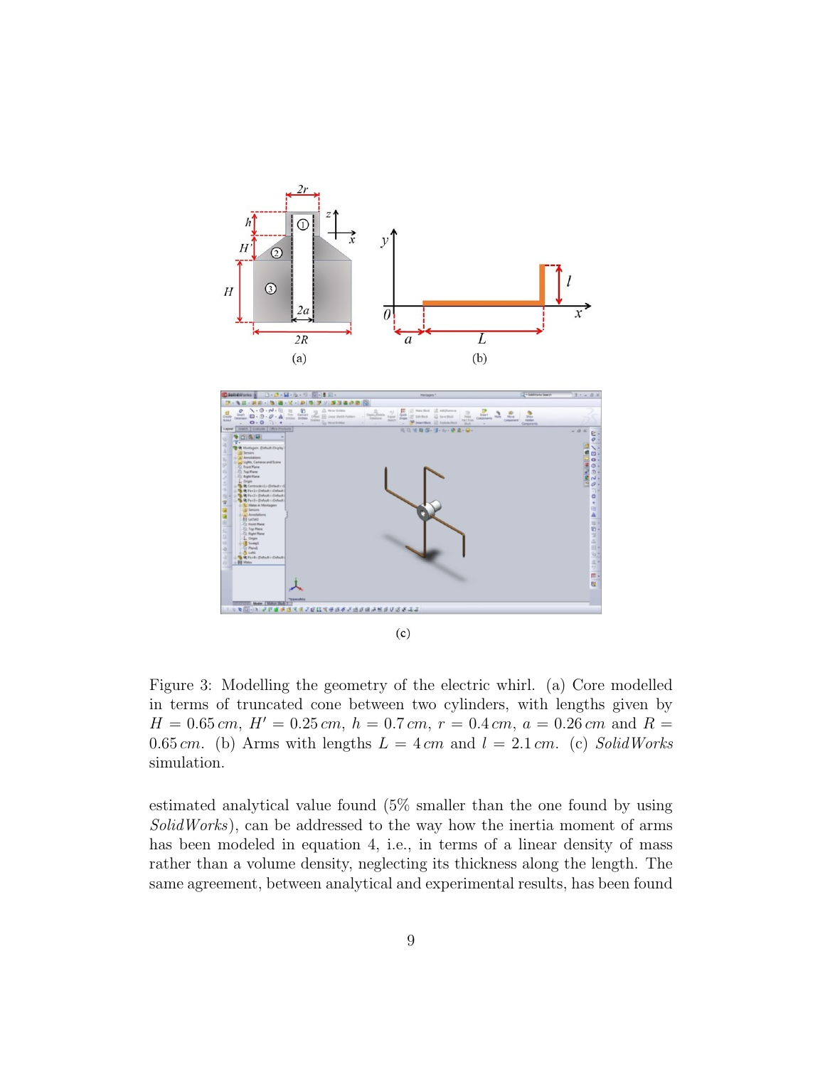Figure 3: Modelling the geometry of the electric whirl. (a) Core modelled in terms of truncated cone between two cylinders, with lengths given by $H = 0.65\,cm$, $H' = 0.25\,cm$, $h = 0.7\,cm$, $r = 0.4\,cm$, $a = 0.26\,cm$ and $R = 0.65\,cm$. (b) Arms with lengths $L = 4\,cm$ and $l = 2.1\,cm$. (c) *SolidWorks* simulation.

estimated analytical value found (5% smaller than the one found by using *SolidWorks*), can be addressed to the way how the inertia moment of arms has been modeled in equation 4, i.e., in terms of a linear density of mass rather than a volume density, neglecting its thickness along the length. The same agreement, between analytical and experimental results, has been found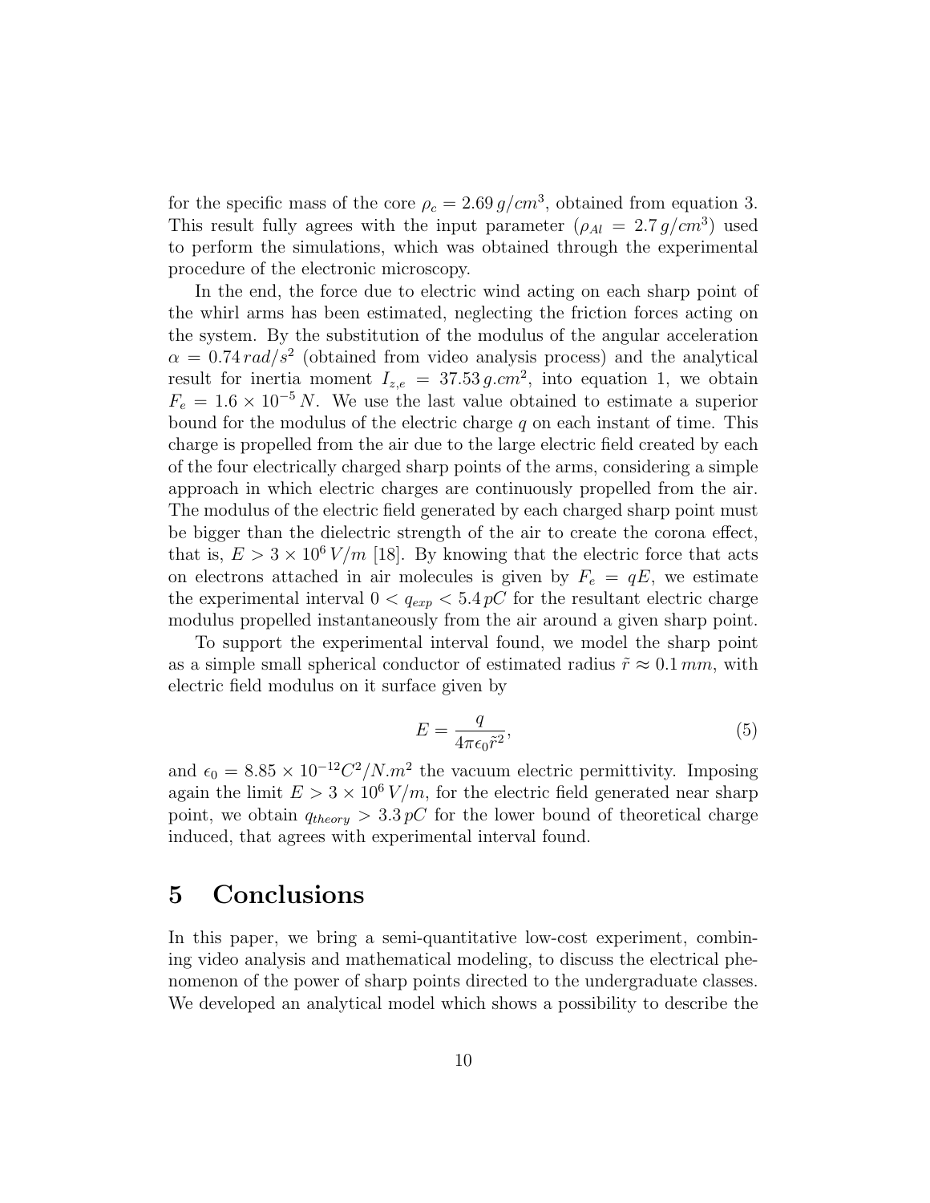for the specific mass of the core $\rho_c = 2.69\, g/cm^3$, obtained from equation 3. This result fully agrees with the input parameter ($\rho_{Al} = 2.7\, g/cm^3$) used to perform the simulations, which was obtained through the experimental procedure of the electronic microscopy.

In the end, the force due to electric wind acting on each sharp point of the whirl arms has been estimated, neglecting the friction forces acting on the system. By the substitution of the modulus of the angular acceleration $\alpha = 0.74\, rad/s^2$ (obtained from video analysis process) and the analytical result for inertia moment $I_{z,e} = 37.53\, g.cm^2$, into equation 1, we obtain $F_e = 1.6 \times 10^{-5}\, N$. We use the last value obtained to estimate a superior bound for the modulus of the electric charge $q$ on each instant of time. This charge is propelled from the air due to the large electric field created by each of the four electrically charged sharp points of the arms, considering a simple approach in which electric charges are continuously propelled from the air. The modulus of the electric field generated by each charged sharp point must be bigger than the dielectric strength of the air to create the corona effect, that is, $E > 3 \times 10^6\, V/m$ [18]. By knowing that the electric force that acts on electrons attached in air molecules is given by $F_e = qE$, we estimate the experimental interval $0 < q_{exp} < 5.4\, pC$ for the resultant electric charge modulus propelled instantaneously from the air around a given sharp point.

To support the experimental interval found, we model the sharp point as a simple small spherical conductor of estimated radius $\tilde{r} \approx 0.1\, mm$, with electric field modulus on it surface given by

$$E = \frac{q}{4\pi\epsilon_0 \tilde{r}^2}, \tag{5}$$

and $\epsilon_0 = 8.85 \times 10^{-12} C^2/N.m^2$ the vacuum electric permittivity. Imposing again the limit $E > 3 \times 10^6\, V/m$, for the electric field generated near sharp point, we obtain $q_{theory} > 3.3\, pC$ for the lower bound of theoretical charge induced, that agrees with experimental interval found.

# 5 Conclusions

In this paper, we bring a semi-quantitative low-cost experiment, combining video analysis and mathematical modeling, to discuss the electrical phenomenon of the power of sharp points directed to the undergraduate classes. We developed an analytical model which shows a possibility to describe the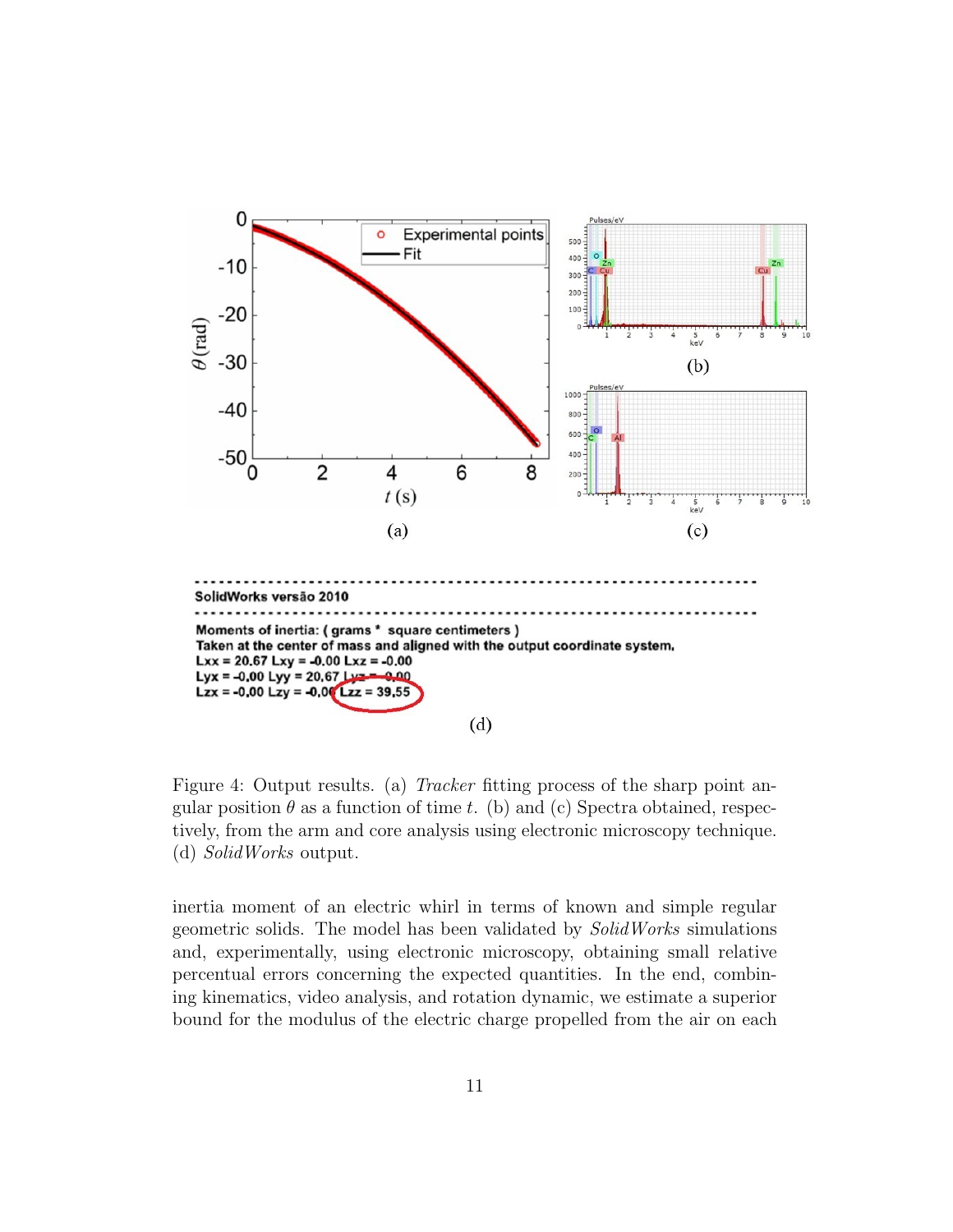Figure 4: Output results. (a) *Tracker* fitting process of the sharp point angular position $\theta$ as a function of time $t$. (b) and (c) Spectra obtained, respectively, from the arm and core analysis using electronic microscopy technique. (d) *SolidWorks* output.

inertia moment of an electric whirl in terms of known and simple regular geometric solids. The model has been validated by *SolidWorks* simulations and, experimentally, using electronic microscopy, obtaining small relative percentual errors concerning the expected quantities. In the end, combining kinematics, video analysis, and rotation dynamic, we estimate a superior bound for the modulus of the electric charge propelled from the air on each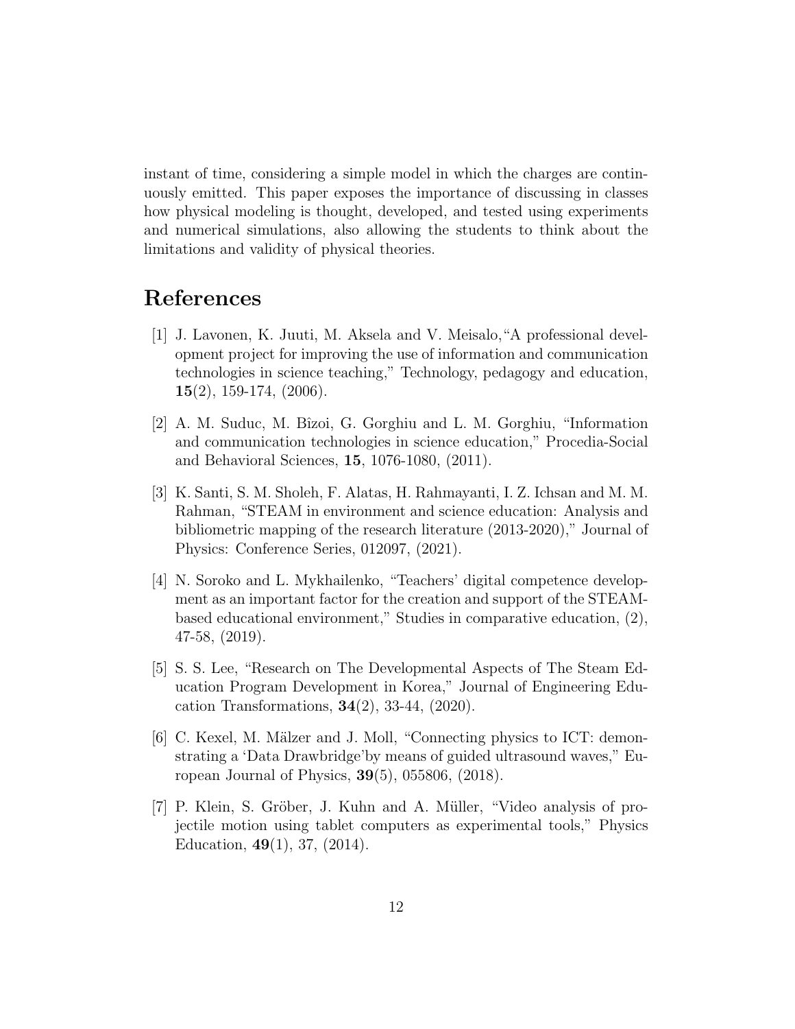instant of time, considering a simple model in which the charges are continuously emitted. This paper exposes the importance of discussing in classes how physical modeling is thought, developed, and tested using experiments and numerical simulations, also allowing the students to think about the limitations and validity of physical theories.

# References

[1] J. Lavonen, K. Juuti, M. Aksela and V. Meisalo,"A professional development project for improving the use of information and communication technologies in science teaching," Technology, pedagogy and education, **15**(2), 159-174, (2006).

[2] A. M. Suduc, M. Bîzoi, G. Gorghiu and L. M. Gorghiu, "Information and communication technologies in science education," Procedia-Social and Behavioral Sciences, **15**, 1076-1080, (2011).

[3] K. Santi, S. M. Sholeh, F. Alatas, H. Rahmayanti, I. Z. Ichsan and M. M. Rahman, "STEAM in environment and science education: Analysis and bibliometric mapping of the research literature (2013-2020)," Journal of Physics: Conference Series, 012097, (2021).

[4] N. Soroko and L. Mykhailenko, "Teachers' digital competence development as an important factor for the creation and support of the STEAM-based educational environment," Studies in comparative education, (2), 47-58, (2019).

[5] S. S. Lee, "Research on The Developmental Aspects of The Steam Education Program Development in Korea," Journal of Engineering Education Transformations, **34**(2), 33-44, (2020).

[6] C. Kexel, M. Mälzer and J. Moll, "Connecting physics to ICT: demonstrating a 'Data Drawbridge'by means of guided ultrasound waves," European Journal of Physics, **39**(5), 055806, (2018).

[7] P. Klein, S. Gröber, J. Kuhn and A. Müller, "Video analysis of projectile motion using tablet computers as experimental tools," Physics Education, **49**(1), 37, (2014).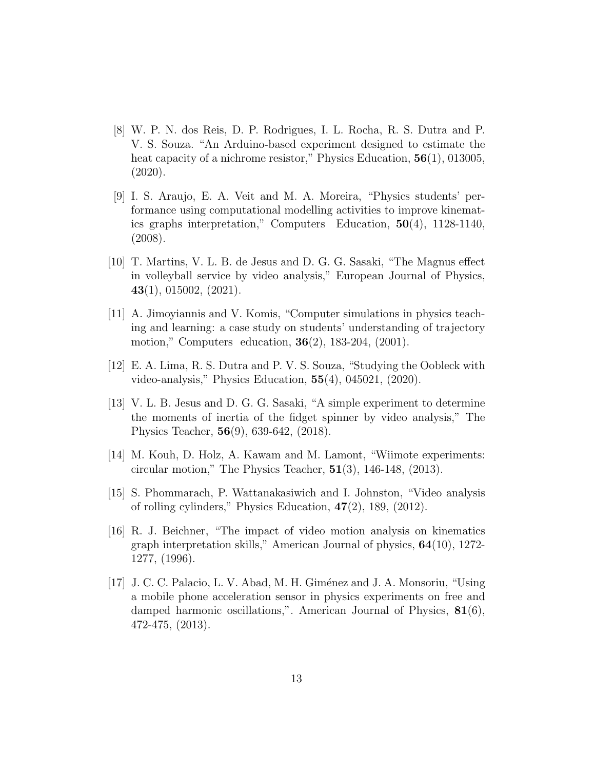[8] W. P. N. dos Reis, D. P. Rodrigues, I. L. Rocha, R. S. Dutra and P. V. S. Souza. "An Arduino-based experiment designed to estimate the heat capacity of a nichrome resistor," Physics Education, **56**(1), 013005, (2020).

[9] I. S. Araujo, E. A. Veit and M. A. Moreira, "Physics students' performance using computational modelling activities to improve kinematics graphs interpretation," Computers Education, **50**(4), 1128-1140, (2008).

[10] T. Martins, V. L. B. de Jesus and D. G. G. Sasaki, "The Magnus effect in volleyball service by video analysis," European Journal of Physics, **43**(1), 015002, (2021).

[11] A. Jimoyiannis and V. Komis, "Computer simulations in physics teaching and learning: a case study on students' understanding of trajectory motion," Computers education, **36**(2), 183-204, (2001).

[12] E. A. Lima, R. S. Dutra and P. V. S. Souza, "Studying the Oobleck with video-analysis," Physics Education, **55**(4), 045021, (2020).

[13] V. L. B. Jesus and D. G. G. Sasaki, "A simple experiment to determine the moments of inertia of the fidget spinner by video analysis," The Physics Teacher, **56**(9), 639-642, (2018).

[14] M. Kouh, D. Holz, A. Kawam and M. Lamont, "Wiimote experiments: circular motion," The Physics Teacher, **51**(3), 146-148, (2013).

[15] S. Phommarach, P. Wattanakasiwich and I. Johnston, "Video analysis of rolling cylinders," Physics Education, **47**(2), 189, (2012).

[16] R. J. Beichner, "The impact of video motion analysis on kinematics graph interpretation skills," American Journal of physics, **64**(10), 1272-1277, (1996).

[17] J. C. C. Palacio, L. V. Abad, M. H. Giménez and J. A. Monsoriu, "Using a mobile phone acceleration sensor in physics experiments on free and damped harmonic oscillations,". American Journal of Physics, **81**(6), 472-475, (2013).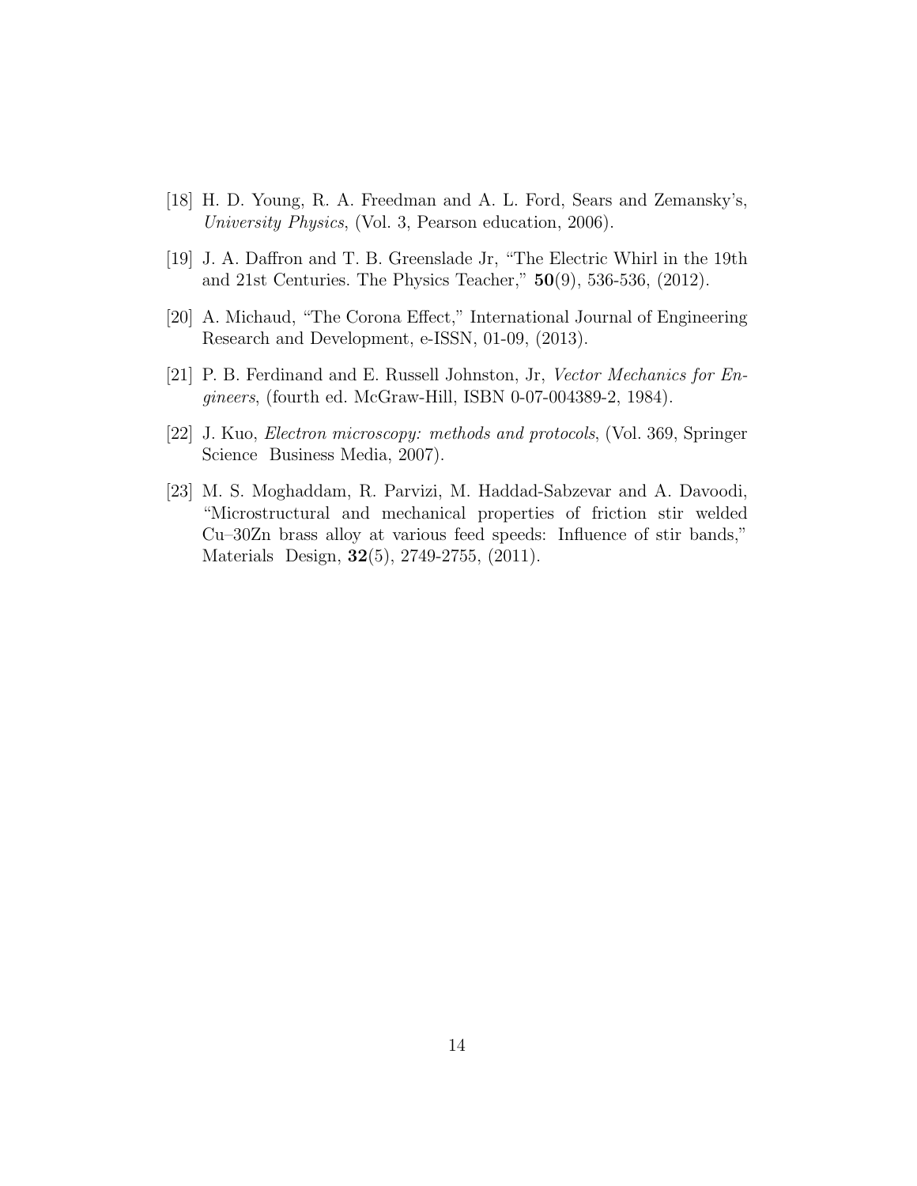[18] H. D. Young, R. A. Freedman and A. L. Ford, Sears and Zemansky's, *University Physics*, (Vol. 3, Pearson education, 2006).

[19] J. A. Daffron and T. B. Greenslade Jr, "The Electric Whirl in the 19th and 21st Centuries. The Physics Teacher," **50**(9), 536-536, (2012).

[20] A. Michaud, "The Corona Effect," International Journal of Engineering Research and Development, e-ISSN, 01-09, (2013).

[21] P. B. Ferdinand and E. Russell Johnston, Jr, *Vector Mechanics for Engineers*, (fourth ed. McGraw-Hill, ISBN 0-07-004389-2, 1984).

[22] J. Kuo, *Electron microscopy: methods and protocols*, (Vol. 369, Springer Science Business Media, 2007).

[23] M. S. Moghaddam, R. Parvizi, M. Haddad-Sabzevar and A. Davoodi, "Microstructural and mechanical properties of friction stir welded Cu–30Zn brass alloy at various feed speeds: Influence of stir bands," Materials Design, **32**(5), 2749-2755, (2011).